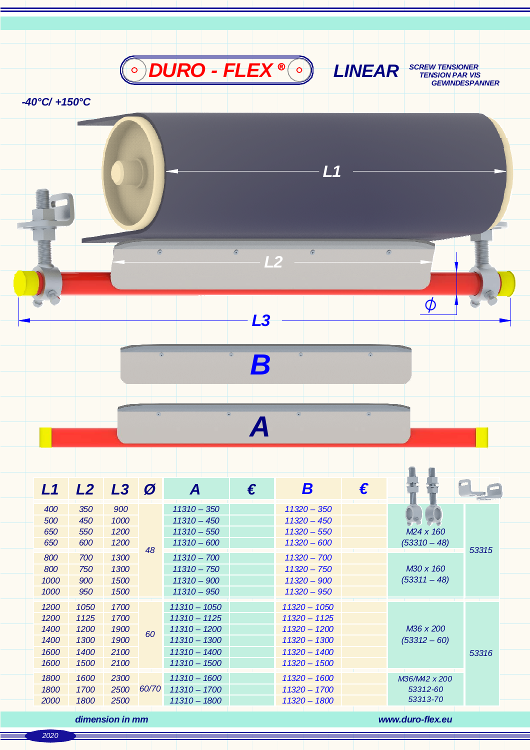# DURO - FLEX ®

## LINEAR

SCREW TENSIONER
TENSION PAR VIS
GEWINDESPANNER

-40°C/ +150°C

L1

L2

L3

ϕ

B

A

| L1 | L2 | L3 | Ø | A | € | B | € | | |
|---|---|---|---|---|---|---|---|---|---|
| 400 | 350 | 900 | 48 | 11310 – 350 | | 11320 – 350 | | M24 x 160 (53310 – 48) | 53315 |
| 500 | 450 | 1000 | | 11310 – 450 | | 11320 – 450 | | | |
| 650 | 550 | 1200 | | 11310 – 550 | | 11320 – 550 | | | |
| 650 | 600 | 1200 | | 11310 – 600 | | 11320 – 600 | | | |
| 800 | 700 | 1300 | | 11310 – 700 | | 11320 – 700 | | M30 x 160 (53311 – 48) | |
| 800 | 750 | 1300 | | 11310 – 750 | | 11320 – 750 | | | |
| 1000 | 900 | 1500 | | 11310 – 900 | | 11320 – 900 | | | |
| 1000 | 950 | 1500 | | 11310 – 950 | | 11320 – 950 | | | |
| 1200 | 1050 | 1700 | 60 | 11310 – 1050 | | 11320 – 1050 | | M36 x 200 (53312 – 60) | 53316 |
| 1200 | 1125 | 1700 | | 11310 – 1125 | | 11320 – 1125 | | | |
| 1400 | 1200 | 1900 | | 11310 – 1200 | | 11320 – 1200 | | | |
| 1400 | 1300 | 1900 | | 11310 – 1300 | | 11320 – 1300 | | | |
| 1600 | 1400 | 2100 | | 11310 – 1400 | | 11320 – 1400 | | | |
| 1600 | 1500 | 2100 | | 11310 – 1500 | | 11320 – 1500 | | | |
| 1800 | 1600 | 2300 | 60/70 | 11310 – 1600 | | 11320 – 1600 | | M36/M42 x 200 53312-60 53313-70 | |
| 1800 | 1700 | 2500 | | 11310 – 1700 | | 11320 – 1700 | | | |
| 2000 | 1800 | 2500 | | 11310 – 1800 | | 11320 – 1800 | | | |

dimension in mm

www.duro-flex.eu

2020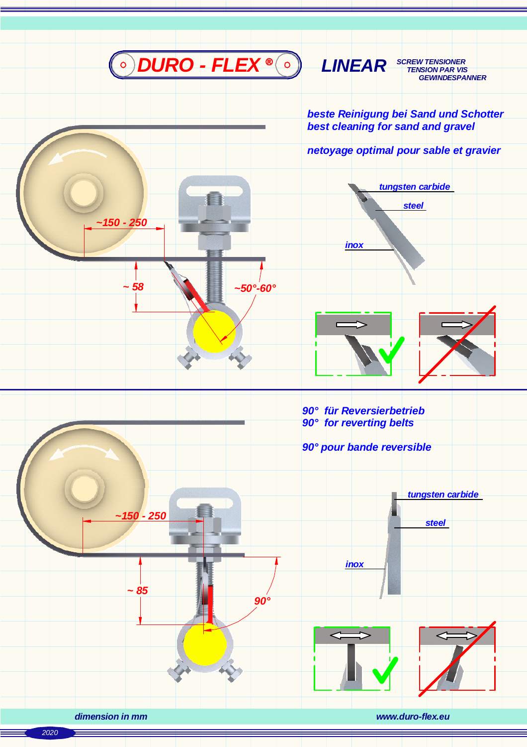# DURO - FLEX ®

## LINEAR

SCREW TENSIONER
TENSION PAR VIS
GEWINDESPANNER

*beste Reinigung bei Sand und Schotter*
*best cleaning for sand and gravel*

*netoyage optimal pour sable et gravier*

~150 - 250

~ 58

~50°-60°

tungsten carbide

steel

inox

*90° für Reversierbetrieb*
*90° for reverting belts*

*90° pour bande reversible*

~150 - 250

~ 85

90°

tungsten carbide

steel

inox

dimension in mm

www.duro-flex.eu